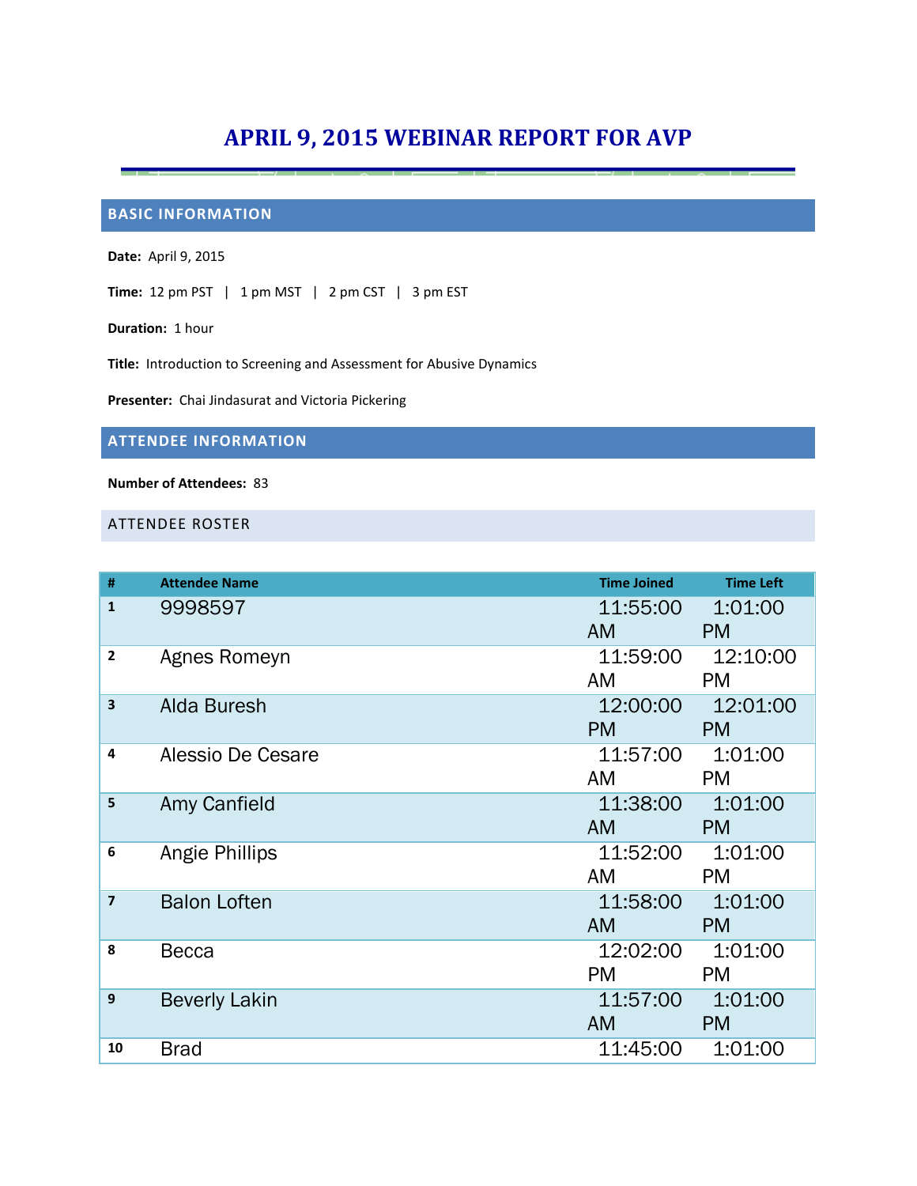# APRIL 9, 2015 WEBINAR REPORT FOR AVP

## BASIC INFORMATION

**Date:** April 9, 2015

**Time:** 12 pm PST | 1 pm MST | 2 pm CST | 3 pm EST

**Duration:** 1 hour

**Title:** Introduction to Screening and Assessment for Abusive Dynamics

**Presenter:** Chai Jindasurat and Victoria Pickering

## ATTENDEE INFORMATION

**Number of Attendees:** 83

### ATTENDEE ROSTER

| # | Attendee Name | Time Joined | Time Left |
|---|---|---|---|
| 1 | 9998597 | 11:55:00 AM | 1:01:00 PM |
| 2 | Agnes Romeyn | 11:59:00 AM | 12:10:00 PM |
| 3 | Alda Buresh | 12:00:00 PM | 12:01:00 PM |
| 4 | Alessio De Cesare | 11:57:00 AM | 1:01:00 PM |
| 5 | Amy Canfield | 11:38:00 AM | 1:01:00 PM |
| 6 | Angie Phillips | 11:52:00 AM | 1:01:00 PM |
| 7 | Balon Loften | 11:58:00 AM | 1:01:00 PM |
| 8 | Becca | 12:02:00 PM | 1:01:00 PM |
| 9 | Beverly Lakin | 11:57:00 AM | 1:01:00 PM |
| 10 | Brad | 11:45:00 | 1:01:00 |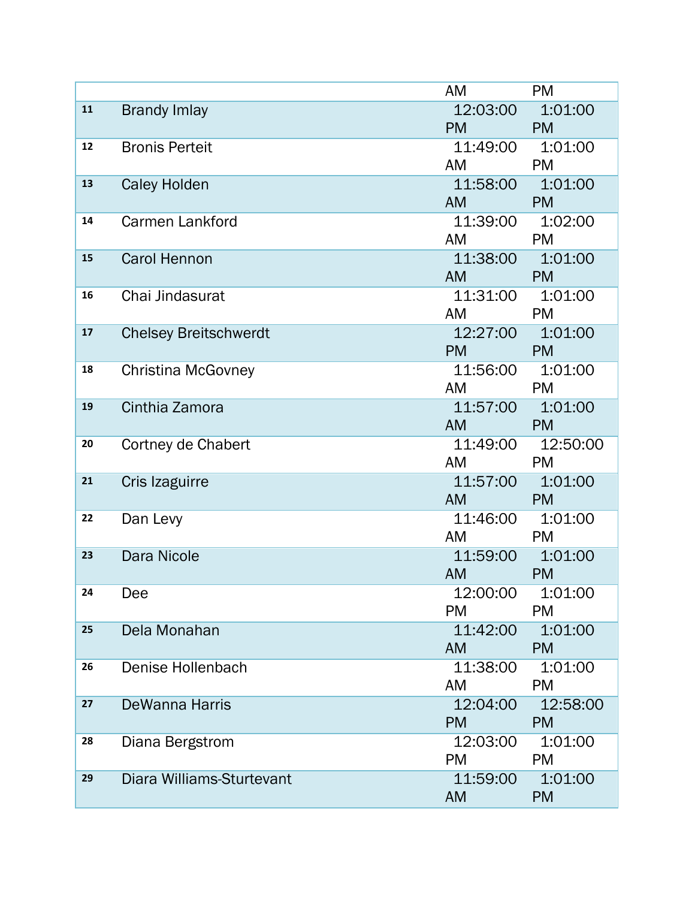|  |  | AM | PM |
|---|---|---|---|
| 11 | Brandy Imlay | 12:03:00 PM | 1:01:00 PM |
| 12 | Bronis Perteit | 11:49:00 AM | 1:01:00 PM |
| 13 | Caley Holden | 11:58:00 AM | 1:01:00 PM |
| 14 | Carmen Lankford | 11:39:00 AM | 1:02:00 PM |
| 15 | Carol Hennon | 11:38:00 AM | 1:01:00 PM |
| 16 | Chai Jindasurat | 11:31:00 AM | 1:01:00 PM |
| 17 | Chelsey Breitschwerdt | 12:27:00 PM | 1:01:00 PM |
| 18 | Christina McGovney | 11:56:00 AM | 1:01:00 PM |
| 19 | Cinthia Zamora | 11:57:00 AM | 1:01:00 PM |
| 20 | Cortney de Chabert | 11:49:00 AM | 12:50:00 PM |
| 21 | Cris Izaguirre | 11:57:00 AM | 1:01:00 PM |
| 22 | Dan Levy | 11:46:00 AM | 1:01:00 PM |
| 23 | Dara Nicole | 11:59:00 AM | 1:01:00 PM |
| 24 | Dee | 12:00:00 PM | 1:01:00 PM |
| 25 | Dela Monahan | 11:42:00 AM | 1:01:00 PM |
| 26 | Denise Hollenbach | 11:38:00 AM | 1:01:00 PM |
| 27 | DeWanna Harris | 12:04:00 PM | 12:58:00 PM |
| 28 | Diana Bergstrom | 12:03:00 PM | 1:01:00 PM |
| 29 | Diara Williams-Sturtevant | 11:59:00 AM | 1:01:00 PM |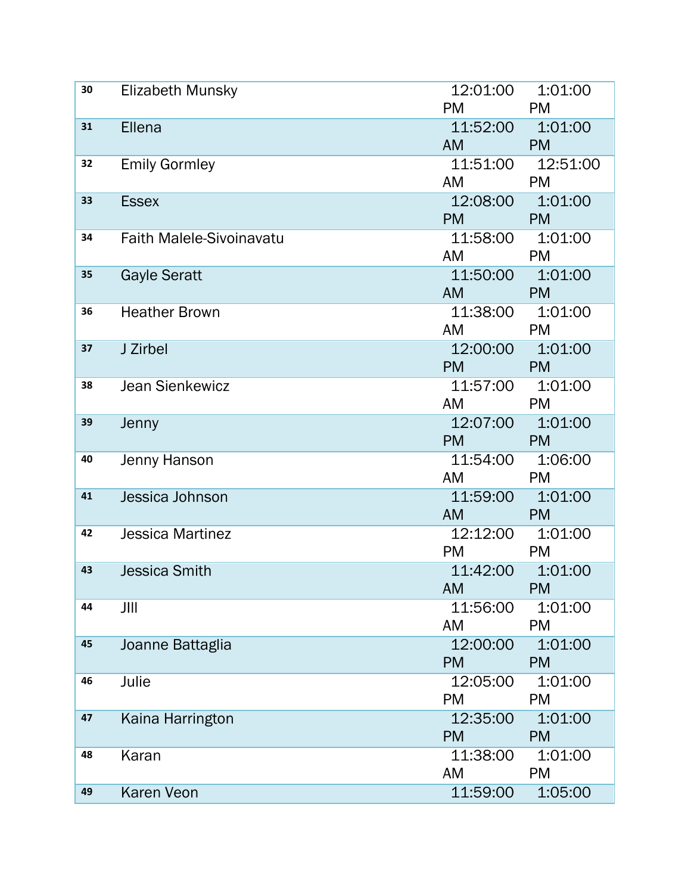| 30 | Elizabeth Munsky | 12:01:00 PM | 1:01:00 PM |
|---|---|---|---|
| 31 | Ellena | 11:52:00 AM | 1:01:00 PM |
| 32 | Emily Gormley | 11:51:00 AM | 12:51:00 PM |
| 33 | Essex | 12:08:00 PM | 1:01:00 PM |
| 34 | Faith Malele-Sivoinavatu | 11:58:00 AM | 1:01:00 PM |
| 35 | Gayle Seratt | 11:50:00 AM | 1:01:00 PM |
| 36 | Heather Brown | 11:38:00 AM | 1:01:00 PM |
| 37 | J Zirbel | 12:00:00 PM | 1:01:00 PM |
| 38 | Jean Sienkewicz | 11:57:00 AM | 1:01:00 PM |
| 39 | Jenny | 12:07:00 PM | 1:01:00 PM |
| 40 | Jenny Hanson | 11:54:00 AM | 1:06:00 PM |
| 41 | Jessica Johnson | 11:59:00 AM | 1:01:00 PM |
| 42 | Jessica Martinez | 12:12:00 PM | 1:01:00 PM |
| 43 | Jessica Smith | 11:42:00 AM | 1:01:00 PM |
| 44 | JIll | 11:56:00 AM | 1:01:00 PM |
| 45 | Joanne Battaglia | 12:00:00 PM | 1:01:00 PM |
| 46 | Julie | 12:05:00 PM | 1:01:00 PM |
| 47 | Kaina Harrington | 12:35:00 PM | 1:01:00 PM |
| 48 | Karan | 11:38:00 AM | 1:01:00 PM |
| 49 | Karen Veon | 11:59:00 | 1:05:00 |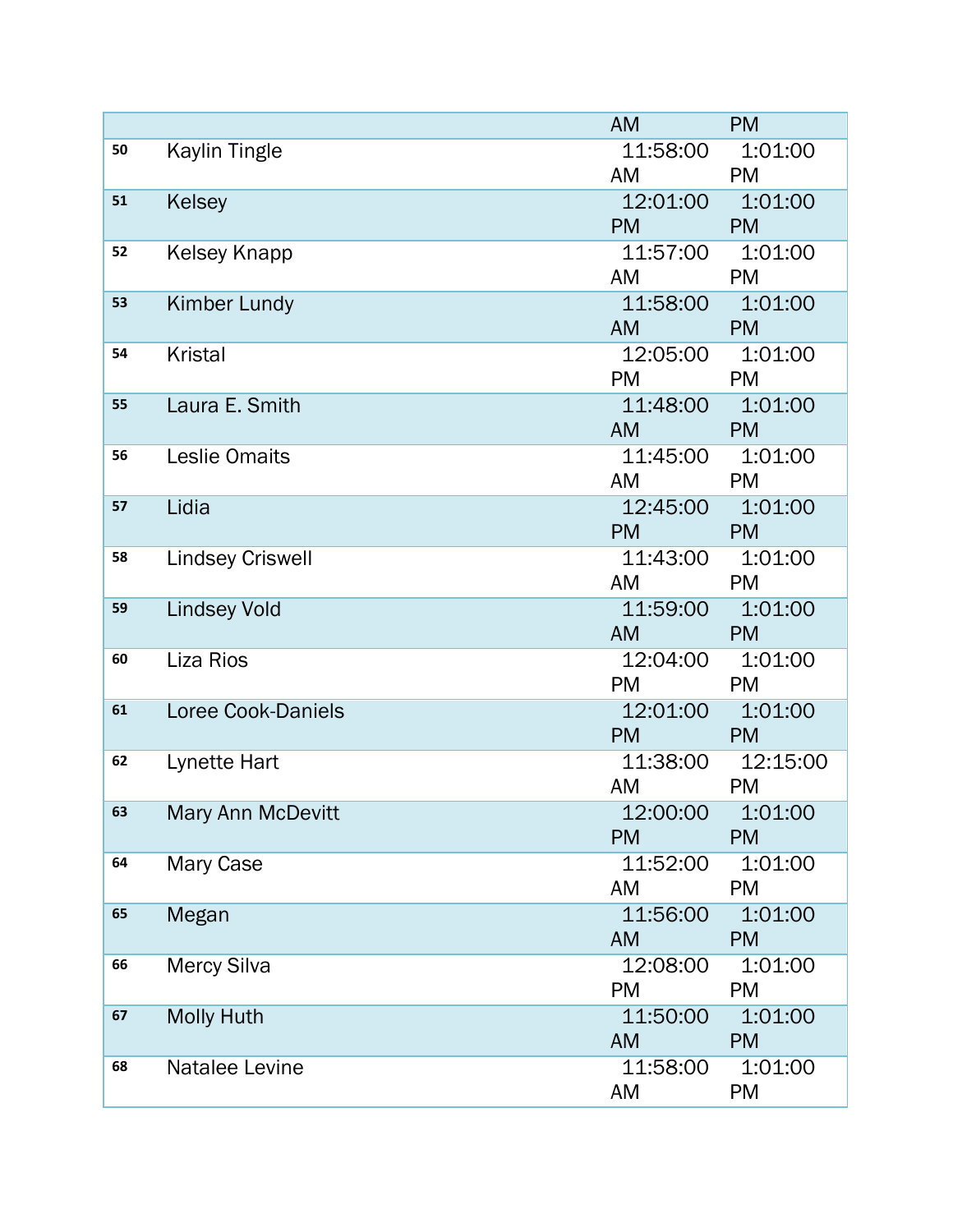|  |  | AM | PM |
|---|---|---|---|
| 50 | Kaylin Tingle | 11:58:00 AM | 1:01:00 PM |
| 51 | Kelsey | 12:01:00 PM | 1:01:00 PM |
| 52 | Kelsey Knapp | 11:57:00 AM | 1:01:00 PM |
| 53 | Kimber Lundy | 11:58:00 AM | 1:01:00 PM |
| 54 | Kristal | 12:05:00 PM | 1:01:00 PM |
| 55 | Laura E. Smith | 11:48:00 AM | 1:01:00 PM |
| 56 | Leslie Omaits | 11:45:00 AM | 1:01:00 PM |
| 57 | Lidia | 12:45:00 PM | 1:01:00 PM |
| 58 | Lindsey Criswell | 11:43:00 AM | 1:01:00 PM |
| 59 | Lindsey Vold | 11:59:00 AM | 1:01:00 PM |
| 60 | Liza Rios | 12:04:00 PM | 1:01:00 PM |
| 61 | Loree Cook-Daniels | 12:01:00 PM | 1:01:00 PM |
| 62 | Lynette Hart | 11:38:00 AM | 12:15:00 PM |
| 63 | Mary Ann McDevitt | 12:00:00 PM | 1:01:00 PM |
| 64 | Mary Case | 11:52:00 AM | 1:01:00 PM |
| 65 | Megan | 11:56:00 AM | 1:01:00 PM |
| 66 | Mercy Silva | 12:08:00 PM | 1:01:00 PM |
| 67 | Molly Huth | 11:50:00 AM | 1:01:00 PM |
| 68 | Natalee Levine | 11:58:00 AM | 1:01:00 PM |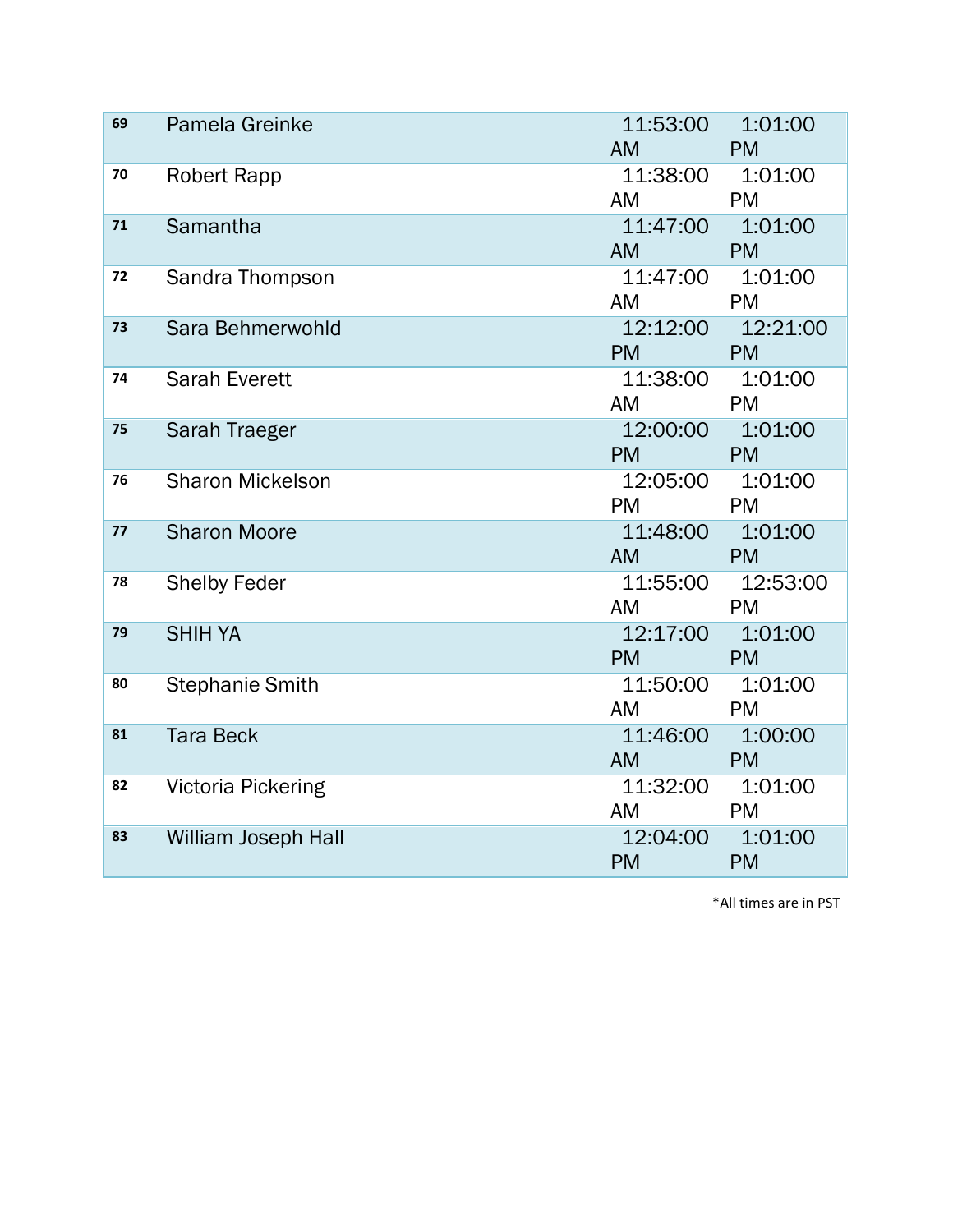| | | | |
|---|---|---|---|
| 69 | Pamela Greinke | 11:53:00 AM | 1:01:00 PM |
| 70 | Robert Rapp | 11:38:00 AM | 1:01:00 PM |
| 71 | Samantha | 11:47:00 AM | 1:01:00 PM |
| 72 | Sandra Thompson | 11:47:00 AM | 1:01:00 PM |
| 73 | Sara Behmerwohld | 12:12:00 PM | 12:21:00 PM |
| 74 | Sarah Everett | 11:38:00 AM | 1:01:00 PM |
| 75 | Sarah Traeger | 12:00:00 PM | 1:01:00 PM |
| 76 | Sharon Mickelson | 12:05:00 PM | 1:01:00 PM |
| 77 | Sharon Moore | 11:48:00 AM | 1:01:00 PM |
| 78 | Shelby Feder | 11:55:00 AM | 12:53:00 PM |
| 79 | SHIH YA | 12:17:00 PM | 1:01:00 PM |
| 80 | Stephanie Smith | 11:50:00 AM | 1:01:00 PM |
| 81 | Tara Beck | 11:46:00 AM | 1:00:00 PM |
| 82 | Victoria Pickering | 11:32:00 AM | 1:01:00 PM |
| 83 | William Joseph Hall | 12:04:00 PM | 1:01:00 PM |

*All times are in PST